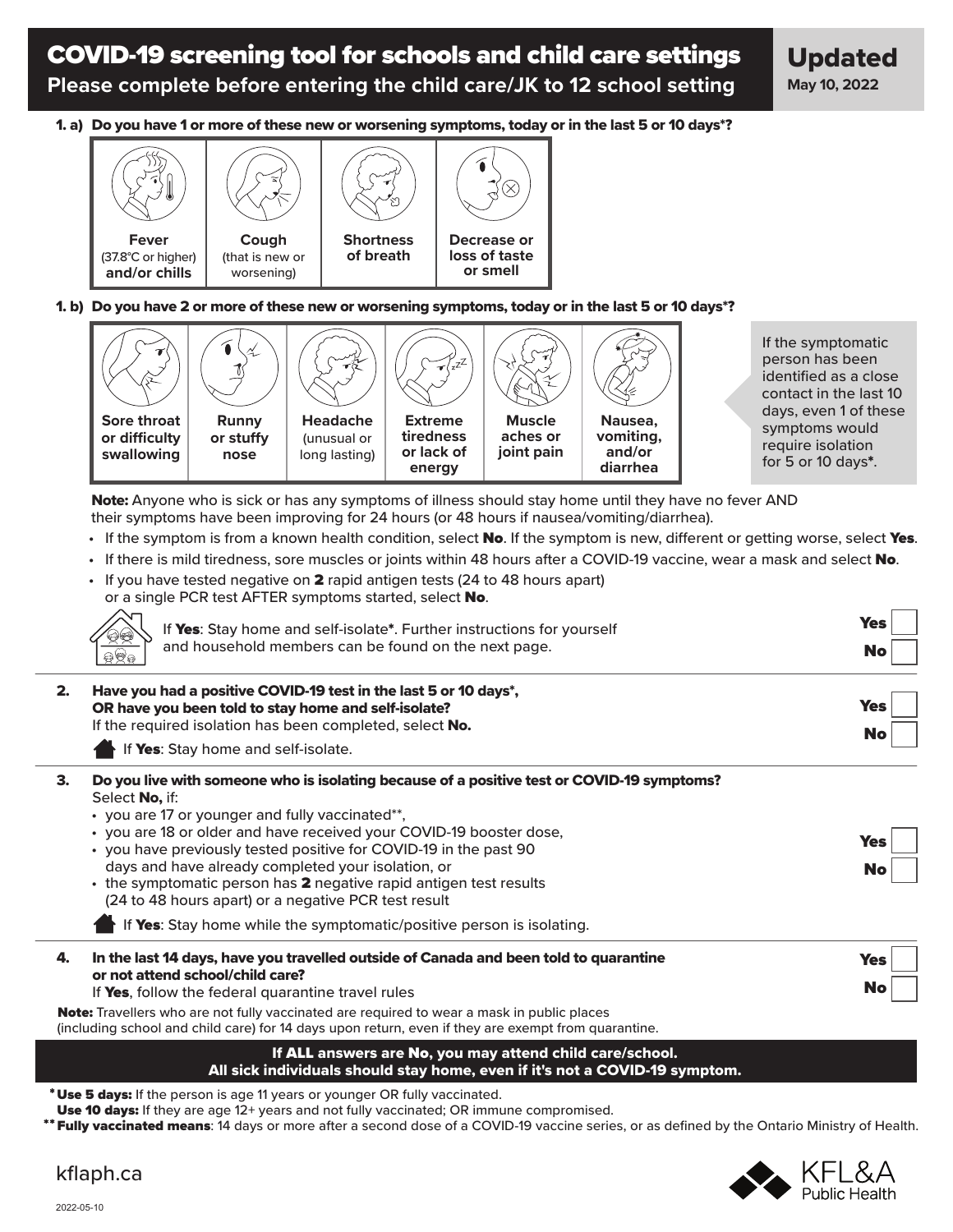# COVID-19 screening tool for schools and child care settings

**Please complete before entering the child care/JK to 12 school setting**

**Updated**
**May 10, 2022**

### 1. a) Do you have 1 or more of these new or worsening symptoms, today or in the last 5 or 10 days*?

| **Fever** (37.8°C or higher) **and/or chills** | **Cough** (that is new or worsening) | **Shortness of breath** | **Decrease or loss of taste or smell** |
|---|---|---|---|

### 1. b) Do you have 2 or more of these new or worsening symptoms, today or in the last 5 or 10 days*?

| **Sore throat or difficulty swallowing** | **Runny or stuffy nose** | **Headache** (unusual or long lasting) | **Extreme tiredness or lack of energy** | **Muscle aches or joint pain** | **Nausea, vomiting, and/or diarrhea** |
|---|---|---|---|---|---|

If the symptomatic person has been identified as a close contact in the last 10 days, even 1 of these symptoms would require isolation for 5 or 10 days*.

**Note:** Anyone who is sick or has any symptoms of illness should stay home until they have no fever AND their symptoms have been improving for 24 hours (or 48 hours if nausea/vomiting/diarrhea).

- If the symptom is from a known health condition, select **No**. If the symptom is new, different or getting worse, select **Yes**.
- If there is mild tiredness, sore muscles or joints within 48 hours after a COVID-19 vaccine, wear a mask and select **No**.
- If you have tested negative on **2** rapid antigen tests (24 to 48 hours apart) or a single PCR test AFTER symptoms started, select **No**.

If **Yes**: Stay home and self-isolate*. Further instructions for yourself and household members can be found on the next page.

**Yes** ☐
**No** ☐

### 2. Have you had a positive COVID-19 test in the last 5 or 10 days*, OR have you been told to stay home and self-isolate?

If the required isolation has been completed, select **No.**

If **Yes**: Stay home and self-isolate.

**Yes** ☐
**No** ☐

### 3. Do you live with someone who is isolating because of a positive test or COVID-19 symptoms?

Select **No,** if:

- you are 17 or younger and fully vaccinated**,
- you are 18 or older and have received your COVID-19 booster dose,
- you have previously tested positive for COVID-19 in the past 90 days and have already completed your isolation, or
- the symptomatic person has **2** negative rapid antigen test results (24 to 48 hours apart) or a negative PCR test result

If **Yes**: Stay home while the symptomatic/positive person is isolating.

**Yes** ☐
**No** ☐

### 4. In the last 14 days, have you travelled outside of Canada and been told to quarantine or not attend school/child care?

If **Yes**, follow the federal quarantine travel rules

**Yes** ☐
**No** ☐

**Note:** Travellers who are not fully vaccinated are required to wear a mask in public places (including school and child care) for 14 days upon return, even if they are exempt from quarantine.

**If ALL answers are No, you may attend child care/school.**
**All sick individuals should stay home, even if it's not a COVID-19 symptom.**

\* **Use 5 days:** If the person is age 11 years or younger OR fully vaccinated.
**Use 10 days:** If they are age 12+ years and not fully vaccinated; OR immune compromised.

\*\* **Fully vaccinated means**: 14 days or more after a second dose of a COVID-19 vaccine series, or as defined by the Ontario Ministry of Health.

kflaph.ca

KFL&A Public Health

2022-05-10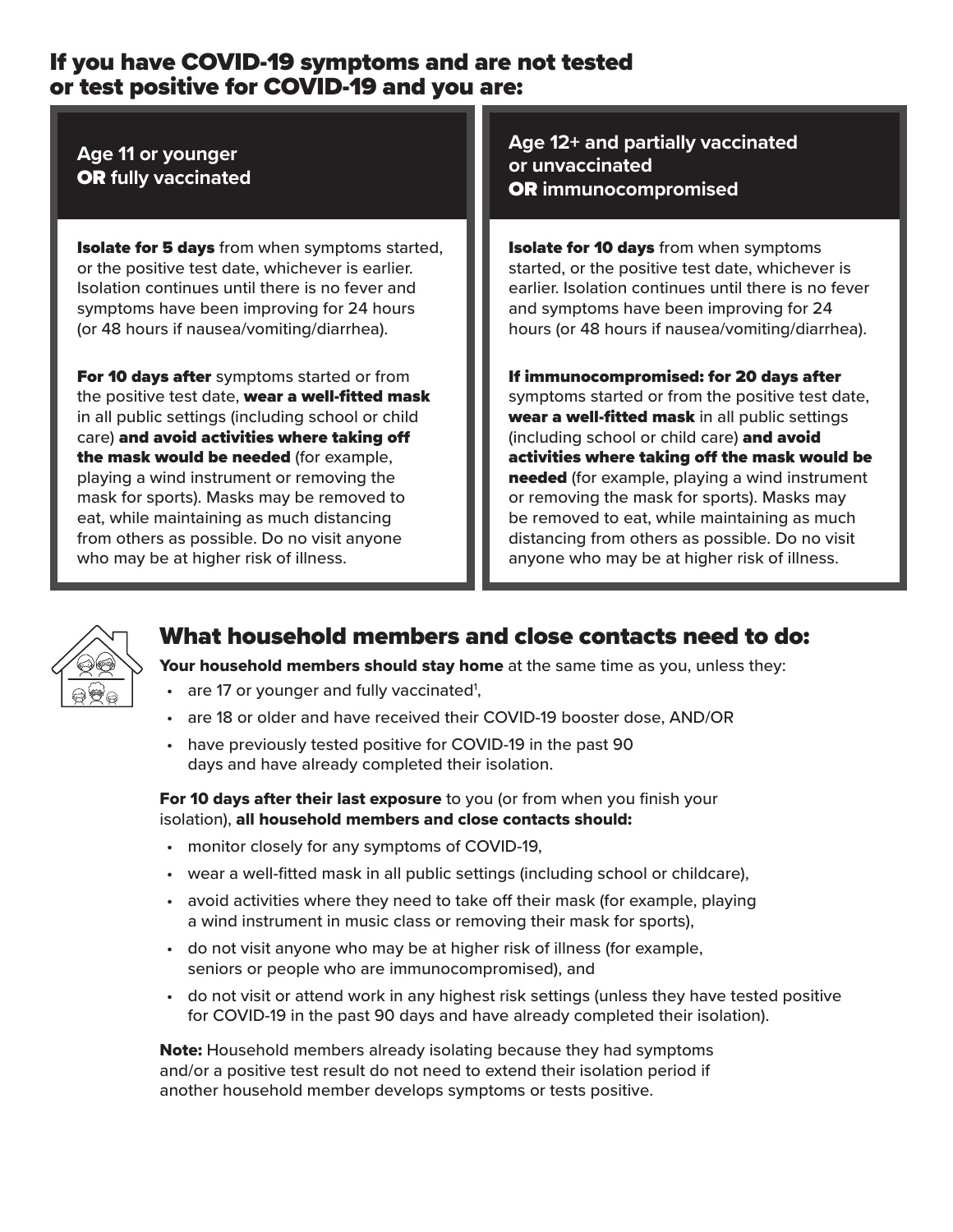## If you have COVID-19 symptoms and are not tested or test positive for COVID-19 and you are:

### Age 11 or younger OR fully vaccinated

**Isolate for 5 days** from when symptoms started, or the positive test date, whichever is earlier. Isolation continues until there is no fever and symptoms have been improving for 24 hours (or 48 hours if nausea/vomiting/diarrhea).

**For 10 days after** symptoms started or from the positive test date, **wear a well-fitted mask** in all public settings (including school or child care) **and avoid activities where taking off the mask would be needed** (for example, playing a wind instrument or removing the mask for sports). Masks may be removed to eat, while maintaining as much distancing from others as possible. Do no visit anyone who may be at higher risk of illness.

### Age 12+ and partially vaccinated or unvaccinated OR immunocompromised

**Isolate for 10 days** from when symptoms started, or the positive test date, whichever is earlier. Isolation continues until there is no fever and symptoms have been improving for 24 hours (or 48 hours if nausea/vomiting/diarrhea).

**If immunocompromised: for 20 days after** symptoms started or from the positive test date, **wear a well-fitted mask** in all public settings (including school or child care) **and avoid activities where taking off the mask would be needed** (for example, playing a wind instrument or removing the mask for sports). Masks may be removed to eat, while maintaining as much distancing from others as possible. Do no visit anyone who may be at higher risk of illness.

## What household members and close contacts need to do:

**Your household members should stay home** at the same time as you, unless they:

- are 17 or younger and fully vaccinated[1],
- are 18 or older and have received their COVID-19 booster dose, AND/OR
- have previously tested positive for COVID-19 in the past 90 days and have already completed their isolation.

**For 10 days after their last exposure** to you (or from when you finish your isolation), **all household members and close contacts should:**

- monitor closely for any symptoms of COVID-19,
- wear a well-fitted mask in all public settings (including school or childcare),
- avoid activities where they need to take off their mask (for example, playing a wind instrument in music class or removing their mask for sports),
- do not visit anyone who may be at higher risk of illness (for example, seniors or people who are immunocompromised), and
- do not visit or attend work in any highest risk settings (unless they have tested positive for COVID-19 in the past 90 days and have already completed their isolation).

**Note:** Household members already isolating because they had symptoms and/or a positive test result do not need to extend their isolation period if another household member develops symptoms or tests positive.